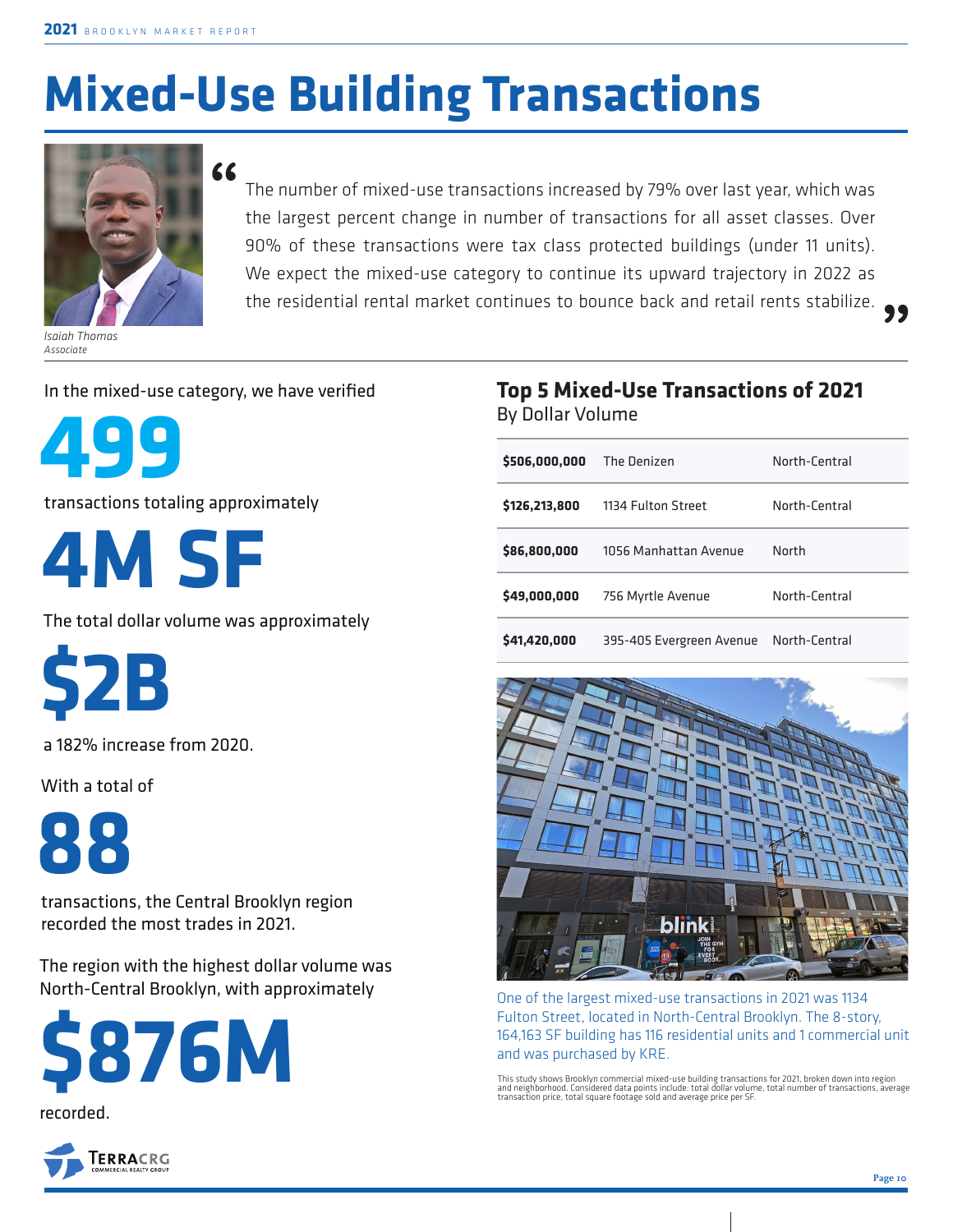# Mixed-Use Building Transactions

> "The number of mixed-use transactions increased by 79% over last year, which was the largest percent change in number of transactions for all asset classes. Over 90% of these transactions were tax class protected buildings (under 11 units). We expect the mixed-use category to continue its upward trajectory in 2022 as the residential rental market continues to bounce back and retail rents stabilize."

*Isaiah Thomas*
*Associate*

In the mixed-use category, we have verified

**499**

transactions totaling approximately

**4M SF**

The total dollar volume was approximately

**$2B**

a 182% increase from 2020.

With a total of

**88**

transactions, the Central Brooklyn region recorded the most trades in 2021.

The region with the highest dollar volume was North-Central Brooklyn, with approximately

**$876M**

recorded.

## Top 5 Mixed-Use Transactions of 2021

By Dollar Volume

| | | |
|---|---|---|
| **$506,000,000** | The Denizen | North-Central |
| **$126,213,800** | 1134 Fulton Street | North-Central |
| **$86,800,000** | 1056 Manhattan Avenue | North |
| **$49,000,000** | 756 Myrtle Avenue | North-Central |
| **$41,420,000** | 395-405 Evergreen Avenue | North-Central |

One of the largest mixed-use transactions in 2021 was 1134 Fulton Street, located in North-Central Brooklyn. The 8-story, 164,163 SF building has 116 residential units and 1 commercial unit and was purchased by KRE.

This study shows Brooklyn commercial mixed-use building transactions for 2021, broken down into region and neighborhood. Considered data points include: total dollar volume, total number of transactions, average transaction price, total square footage sold and average price per SF.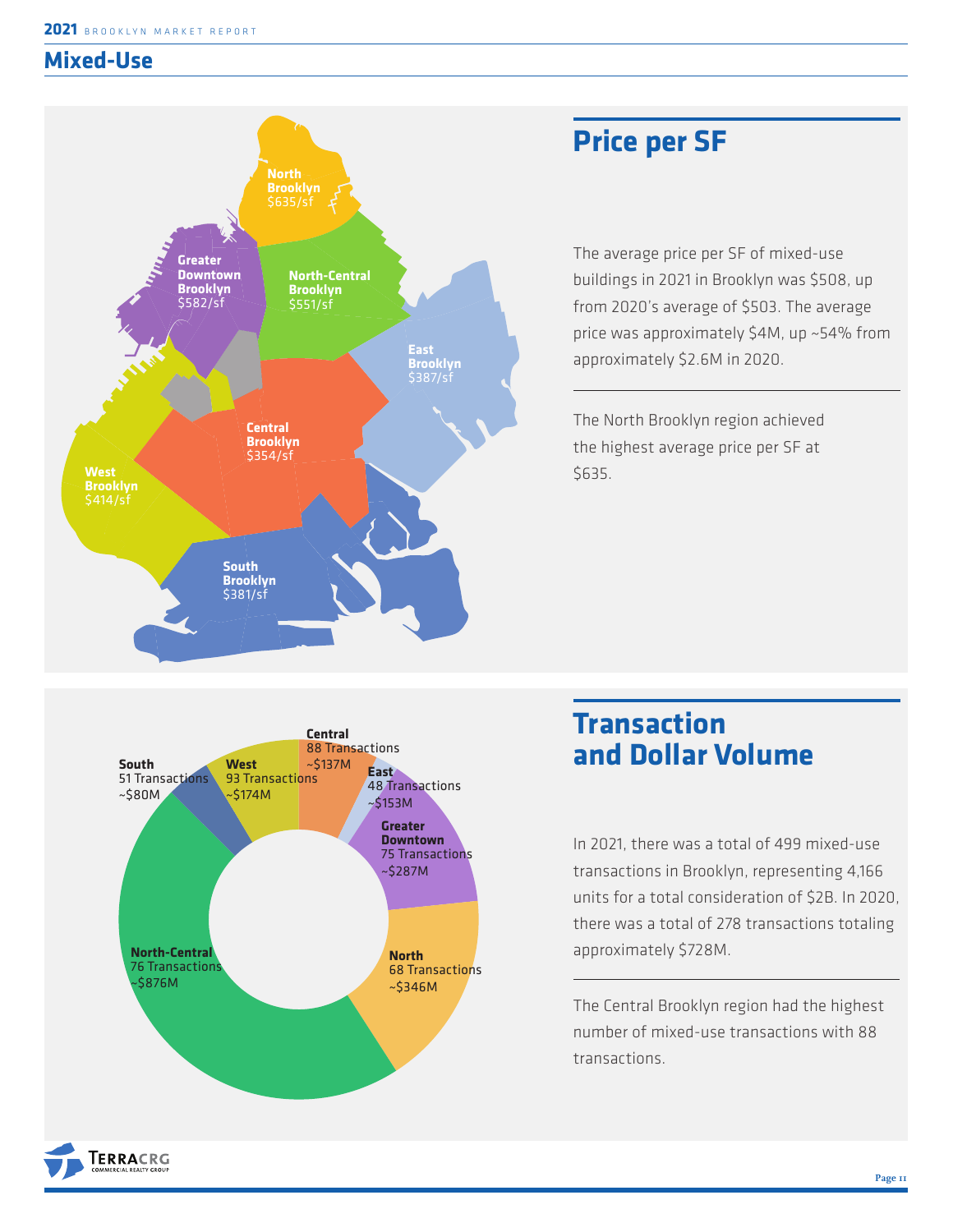## Mixed-Use

North Brooklyn $635/sf

Greater Downtown Brooklyn $582/sf

North-Central Brooklyn $551/sf

East Brooklyn $387/sf

Central Brooklyn $354/sf

West Brooklyn $414/sf

South Brooklyn $381/sf

## Price per SF

The average price per SF of mixed-use buildings in 2021 in Brooklyn was $508, up from 2020's average of $503. The average price was approximately $4M, up ~54% from approximately $2.6M in 2020.

The North Brooklyn region achieved the highest average price per SF at $635.

**Central** 88 Transactions ~$137M

**East** 48 Transactions ~$153M

**Greater Downtown** 75 Transactions ~$287M

**North** 68 Transactions ~$346M

**North-Central** 76 Transactions ~$876M

**South** 51 Transactions ~$80M

**West** 93 Transactions ~$174M

## Transaction and Dollar Volume

In 2021, there was a total of 499 mixed-use transactions in Brooklyn, representing 4,166 units for a total consideration of $2B. In 2020, there was a total of 278 transactions totaling approximately $728M.

The Central Brooklyn region had the highest number of mixed-use transactions with 88 transactions.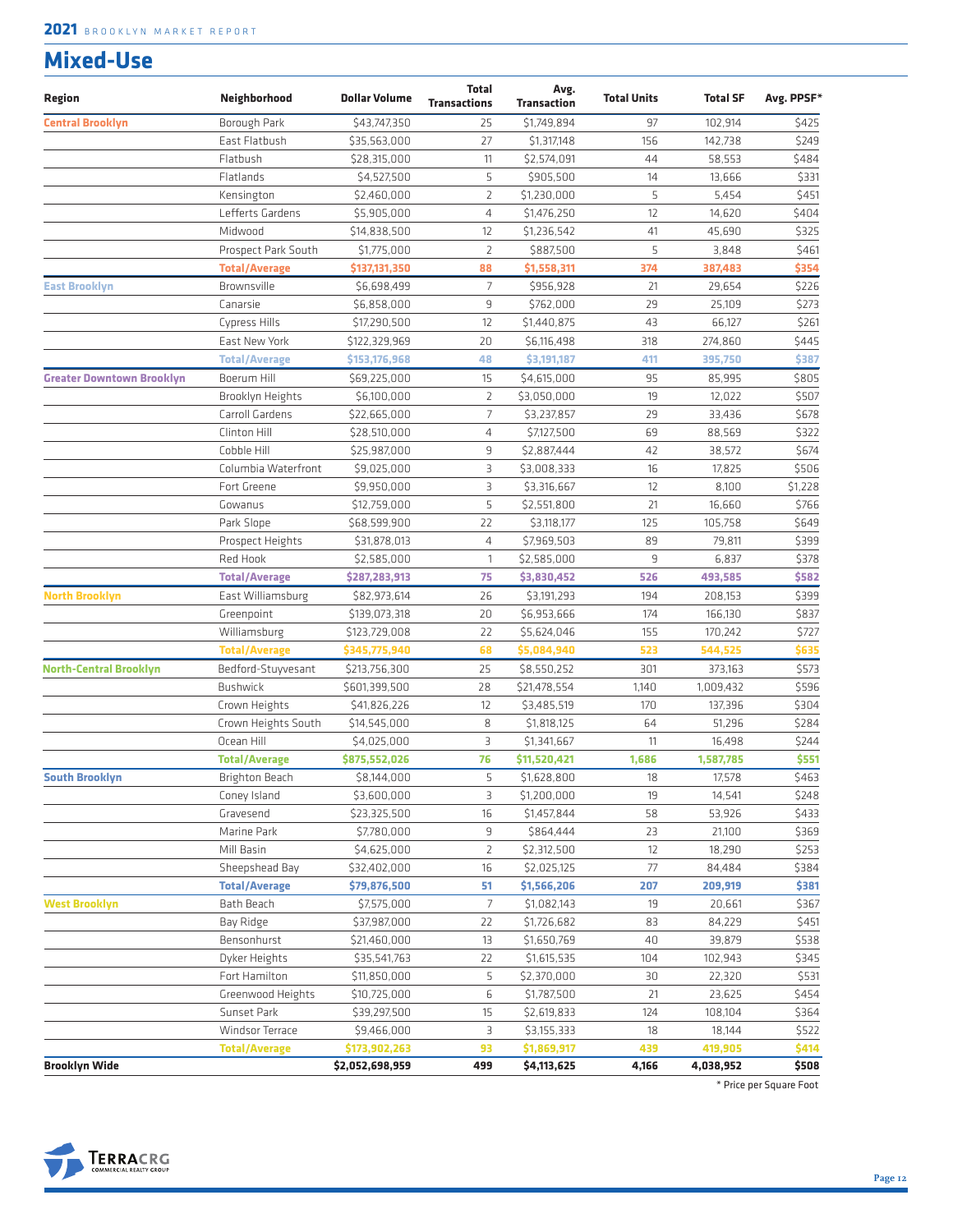## Mixed-Use

| Region | Neighborhood | Dollar Volume | Total Transactions | Avg. Transaction | Total Units | Total SF | Avg. PPSF* |
|---|---|---|---|---|---|---|---|
| Central Brooklyn | Borough Park | $43,747,350 | 25 | $1,749,894 | 97 | 102,914 | $425 |
| | East Flatbush | $35,563,000 | 27 | $1,317,148 | 156 | 142,738 | $249 |
| | Flatbush | $28,315,000 | 11 | $2,574,091 | 44 | 58,553 | $484 |
| | Flatlands | $4,527,500 | 5 | $905,500 | 14 | 13,666 | $331 |
| | Kensington | $2,460,000 | 2 | $1,230,000 | 5 | 5,454 | $451 |
| | Lefferts Gardens | $5,905,000 | 4 | $1,476,250 | 12 | 14,620 | $404 |
| | Midwood | $14,838,500 | 12 | $1,236,542 | 41 | 45,690 | $325 |
| | Prospect Park South | $1,775,000 | 2 | $887,500 | 5 | 3,848 | $461 |
| | **Total/Average** | **$137,131,350** | **88** | **$1,558,311** | **374** | **387,483** | **$354** |
| East Brooklyn | Brownsville | $6,698,499 | 7 | $956,928 | 21 | 29,654 | $226 |
| | Canarsie | $6,858,000 | 9 | $762,000 | 29 | 25,109 | $273 |
| | Cypress Hills | $17,290,500 | 12 | $1,440,875 | 43 | 66,127 | $261 |
| | East New York | $122,329,969 | 20 | $6,116,498 | 318 | 274,860 | $445 |
| | **Total/Average** | **$153,176,968** | **48** | **$3,191,187** | **411** | **395,750** | **$387** |
| Greater Downtown Brooklyn | Boerum Hill | $69,225,000 | 15 | $4,615,000 | 95 | 85,995 | $805 |
| | Brooklyn Heights | $6,100,000 | 2 | $3,050,000 | 19 | 12,022 | $507 |
| | Carroll Gardens | $22,665,000 | 7 | $3,237,857 | 29 | 33,436 | $678 |
| | Clinton Hill | $28,510,000 | 4 | $7,127,500 | 69 | 88,569 | $322 |
| | Cobble Hill | $25,987,000 | 9 | $2,887,444 | 42 | 38,572 | $674 |
| | Columbia Waterfront | $9,025,000 | 3 | $3,008,333 | 16 | 17,825 | $506 |
| | Fort Greene | $9,950,000 | 3 | $3,316,667 | 12 | 8,100 | $1,228 |
| | Gowanus | $12,759,000 | 5 | $2,551,800 | 21 | 16,660 | $766 |
| | Park Slope | $68,599,900 | 22 | $3,118,177 | 125 | 105,758 | $649 |
| | Prospect Heights | $31,878,013 | 4 | $7,969,503 | 89 | 79,811 | $399 |
| | Red Hook | $2,585,000 | 1 | $2,585,000 | 9 | 6,837 | $378 |
| | **Total/Average** | **$287,283,913** | **75** | **$3,830,452** | **526** | **493,585** | **$582** |
| North Brooklyn | East Williamsburg | $82,973,614 | 26 | $3,191,293 | 194 | 208,153 | $399 |
| | Greenpoint | $139,073,318 | 20 | $6,953,666 | 174 | 166,130 | $837 |
| | Williamsburg | $123,729,008 | 22 | $5,624,046 | 155 | 170,242 | $727 |
| | **Total/Average** | **$345,775,940** | **68** | **$5,084,940** | **523** | **544,525** | **$635** |
| North-Central Brooklyn | Bedford-Stuyvesant | $213,756,300 | 25 | $8,550,252 | 301 | 373,163 | $573 |
| | Bushwick | $601,399,500 | 28 | $21,478,554 | 1,140 | 1,009,432 | $596 |
| | Crown Heights | $41,826,226 | 12 | $3,485,519 | 170 | 137,396 | $304 |
| | Crown Heights South | $14,545,000 | 8 | $1,818,125 | 64 | 51,296 | $284 |
| | Ocean Hill | $4,025,000 | 3 | $1,341,667 | 11 | 16,498 | $244 |
| | **Total/Average** | **$875,552,026** | **76** | **$11,520,421** | **1,686** | **1,587,785** | **$551** |
| South Brooklyn | Brighton Beach | $8,144,000 | 5 | $1,628,800 | 18 | 17,578 | $463 |
| | Coney Island | $3,600,000 | 3 | $1,200,000 | 19 | 14,541 | $248 |
| | Gravesend | $23,325,500 | 16 | $1,457,844 | 58 | 53,926 | $433 |
| | Marine Park | $7,780,000 | 9 | $864,444 | 23 | 21,100 | $369 |
| | Mill Basin | $4,625,000 | 2 | $2,312,500 | 12 | 18,290 | $253 |
| | Sheepshead Bay | $32,402,000 | 16 | $2,025,125 | 77 | 84,484 | $384 |
| | **Total/Average** | **$79,876,500** | **51** | **$1,566,206** | **207** | **209,919** | **$381** |
| West Brooklyn | Bath Beach | $7,575,000 | 7 | $1,082,143 | 19 | 20,661 | $367 |
| | Bay Ridge | $37,987,000 | 22 | $1,726,682 | 83 | 84,229 | $451 |
| | Bensonhurst | $21,460,000 | 13 | $1,650,769 | 40 | 39,879 | $538 |
| | Dyker Heights | $35,541,763 | 22 | $1,615,535 | 104 | 102,943 | $345 |
| | Fort Hamilton | $11,850,000 | 5 | $2,370,000 | 30 | 22,320 | $531 |
| | Greenwood Heights | $10,725,000 | 6 | $1,787,500 | 21 | 23,625 | $454 |
| | Sunset Park | $39,297,500 | 15 | $2,619,833 | 124 | 108,104 | $364 |
| | Windsor Terrace | $9,466,000 | 3 | $3,155,333 | 18 | 18,144 | $522 |
| | **Total/Average** | **$173,902,263** | **93** | **$1,869,917** | **439** | **419,905** | **$414** |
| **Brooklyn Wide** | | **$2,052,698,959** | **499** | **$4,113,625** | **4,166** | **4,038,952** | **$508** |

\* Price per Square Foot